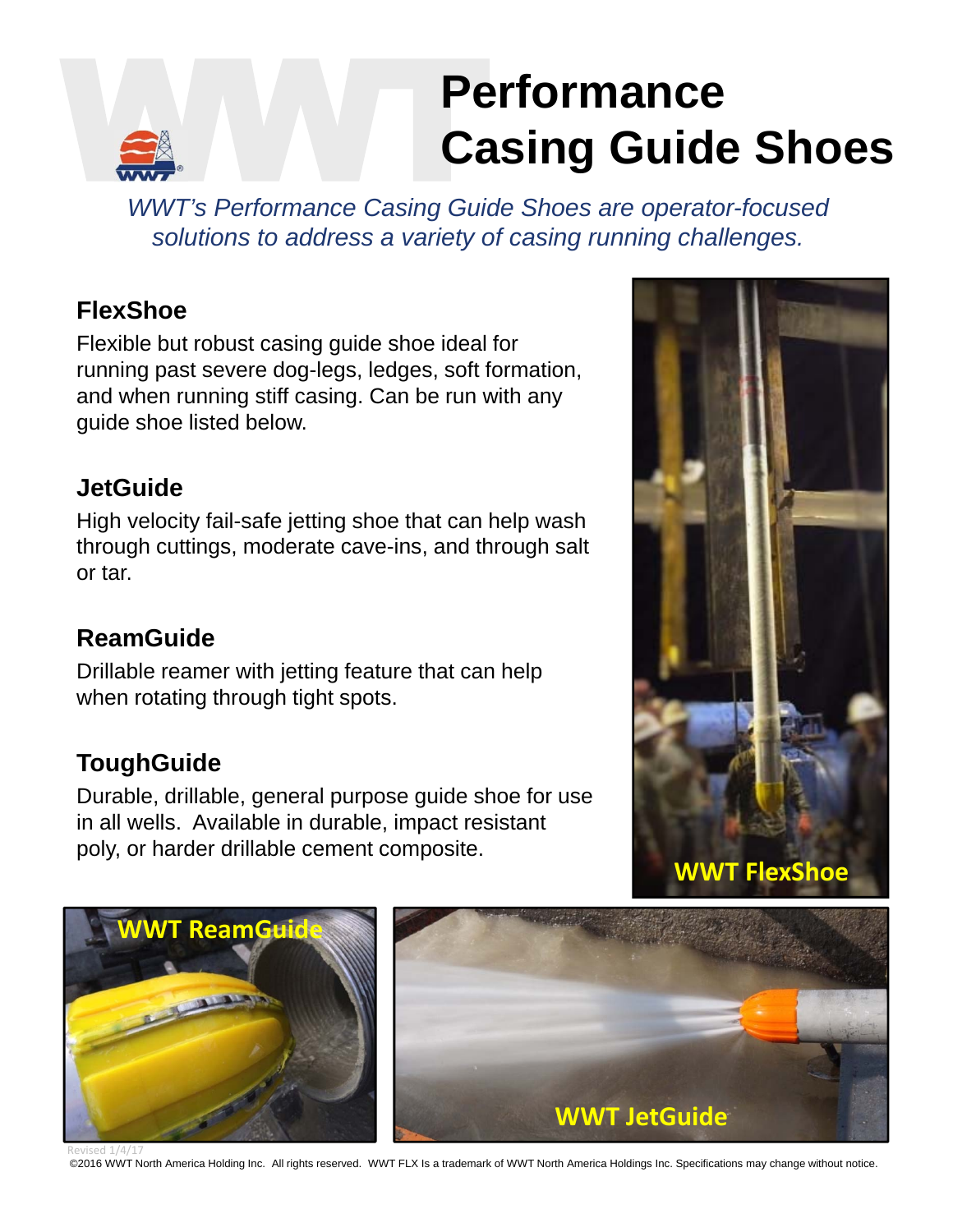# Performance Casing Guide Shoes

*WWT's Performance Casing Guide Shoes are operator-focused solutions to address a variety of casing running challenges.*

## FlexShoe

Flexible but robust casing guide shoe ideal for running past severe dog-legs, ledges, soft formation, and when running stiff casing. Can be run with any guide shoe listed below.

## JetGuide

High velocity fail-safe jetting shoe that can help wash through cuttings, moderate cave-ins, and through salt or tar.

## ReamGuide

Drillable reamer with jetting feature that can help when rotating through tight spots.

## ToughGuide

Durable, drillable, general purpose guide shoe for use in all wells. Available in durable, impact resistant poly, or harder drillable cement composite.

WWT FlexShoe

WWT ReamGuide

WWT JetGuide

Revised 1/4/17

©2016 WWT North America Holding Inc. All rights reserved. WWT FLX Is a trademark of WWT North America Holdings Inc. Specifications may change without notice.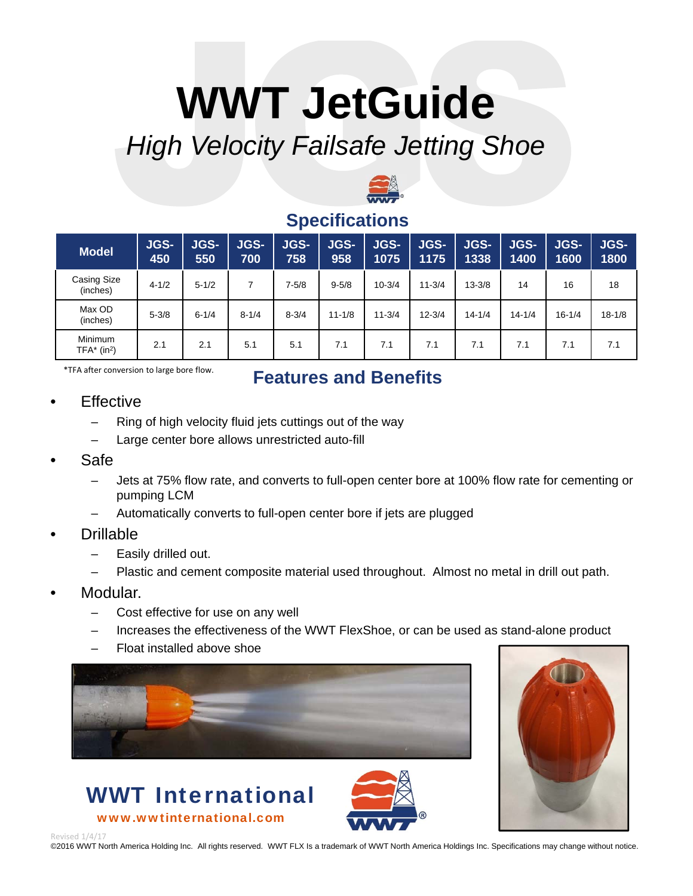# WWT JetGuide

*High Velocity Failsafe Jetting Shoe*

## Specifications

| Model | JGS-450 | JGS-550 | JGS-700 | JGS-758 | JGS-958 | JGS-1075 | JGS-1175 | JGS-1338 | JGS-1400 | JGS-1600 | JGS-1800 |
|---|---|---|---|---|---|---|---|---|---|---|---|
| Casing Size (inches) | 4-1/2 | 5-1/2 | 7 | 7-5/8 | 9-5/8 | 10-3/4 | 11-3/4 | 13-3/8 | 14 | 16 | 18 |
| Max OD (inches) | 5-3/8 | 6-1/4 | 8-1/4 | 8-3/4 | 11-1/8 | 11-3/4 | 12-3/4 | 14-1/4 | 14-1/4 | 16-1/4 | 18-1/8 |
| Minimum TFA* ($in^2$) | 2.1 | 2.1 | 5.1 | 5.1 | 7.1 | 7.1 | 7.1 | 7.1 | 7.1 | 7.1 | 7.1 |

*TFA after conversion to large bore flow.

## Features and Benefits

- Effective
  - Ring of high velocity fluid jets cuttings out of the way
  - Large center bore allows unrestricted auto-fill
- Safe
  - Jets at 75% flow rate, and converts to full-open center bore at 100% flow rate for cementing or pumping LCM
  - Automatically converts to full-open center bore if jets are plugged
- Drillable
  - Easily drilled out.
  - Plastic and cement composite material used throughout. Almost no metal in drill out path.
- Modular.
  - Cost effective for use on any well
  - Increases the effectiveness of the WWT FlexShoe, or can be used as stand-alone product
  - Float installed above shoe

**WWT International**

www.wwtinternational.com

Revised 1/4/17

©2016 WWT North America Holding Inc. All rights reserved. WWT FLX Is a trademark of WWT North America Holdings Inc. Specifications may change without notice.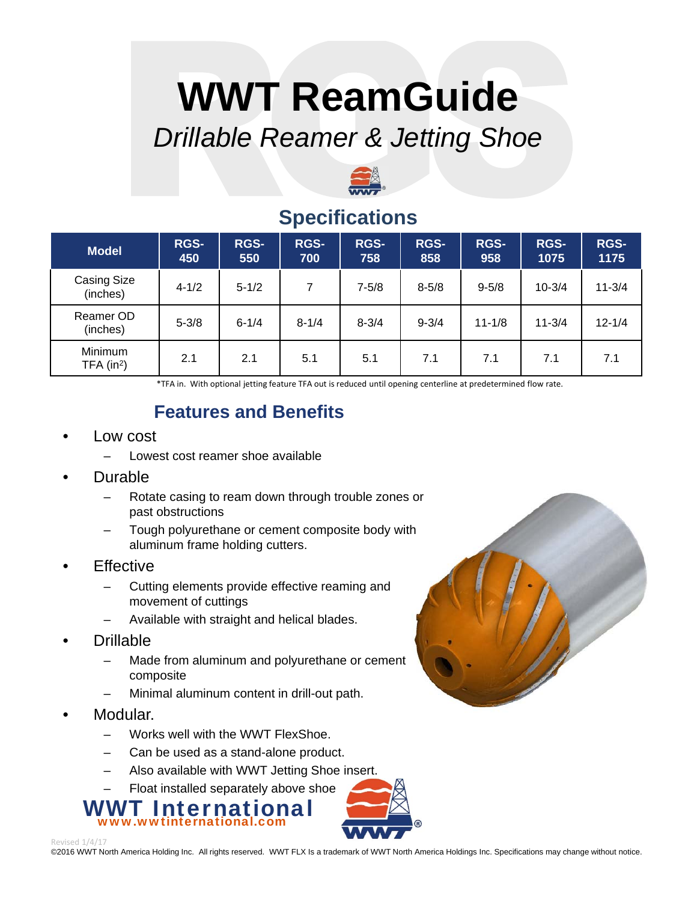# WWT ReamGuide

*Drillable Reamer & Jetting Shoe*

## Specifications

| Model | RGS-450 | RGS-550 | RGS-700 | RGS-758 | RGS-858 | RGS-958 | RGS-1075 | RGS-1175 |
|---|---|---|---|---|---|---|---|---|
| Casing Size (inches) | 4-1/2 | 5-1/2 | 7 | 7-5/8 | 8-5/8 | 9-5/8 | 10-3/4 | 11-3/4 |
| Reamer OD (inches) | 5-3/8 | 6-1/4 | 8-1/4 | 8-3/4 | 9-3/4 | 11-1/8 | 11-3/4 | 12-1/4 |
| Minimum TFA ($in^2$) | 2.1 | 2.1 | 5.1 | 5.1 | 7.1 | 7.1 | 7.1 | 7.1 |

*TFA in. With optional jetting feature TFA out is reduced until opening centerline at predetermined flow rate.

## Features and Benefits

- Low cost
  - Lowest cost reamer shoe available
- Durable
  - Rotate casing to ream down through trouble zones or past obstructions
  - Tough polyurethane or cement composite body with aluminum frame holding cutters.
- Effective
  - Cutting elements provide effective reaming and movement of cuttings
  - Available with straight and helical blades.
- Drillable
  - Made from aluminum and polyurethane or cement composite
  - Minimal aluminum content in drill-out path.
- Modular.
  - Works well with the WWT FlexShoe.
  - Can be used as a stand-alone product.
  - Also available with WWT Jetting Shoe insert.
  - Float installed separately above shoe

**WWT International**
www.wwtinternational.com

Revised 1/4/17

©2016 WWT North America Holding Inc. All rights reserved. WWT FLX Is a trademark of WWT North America Holdings Inc. Specifications may change without notice.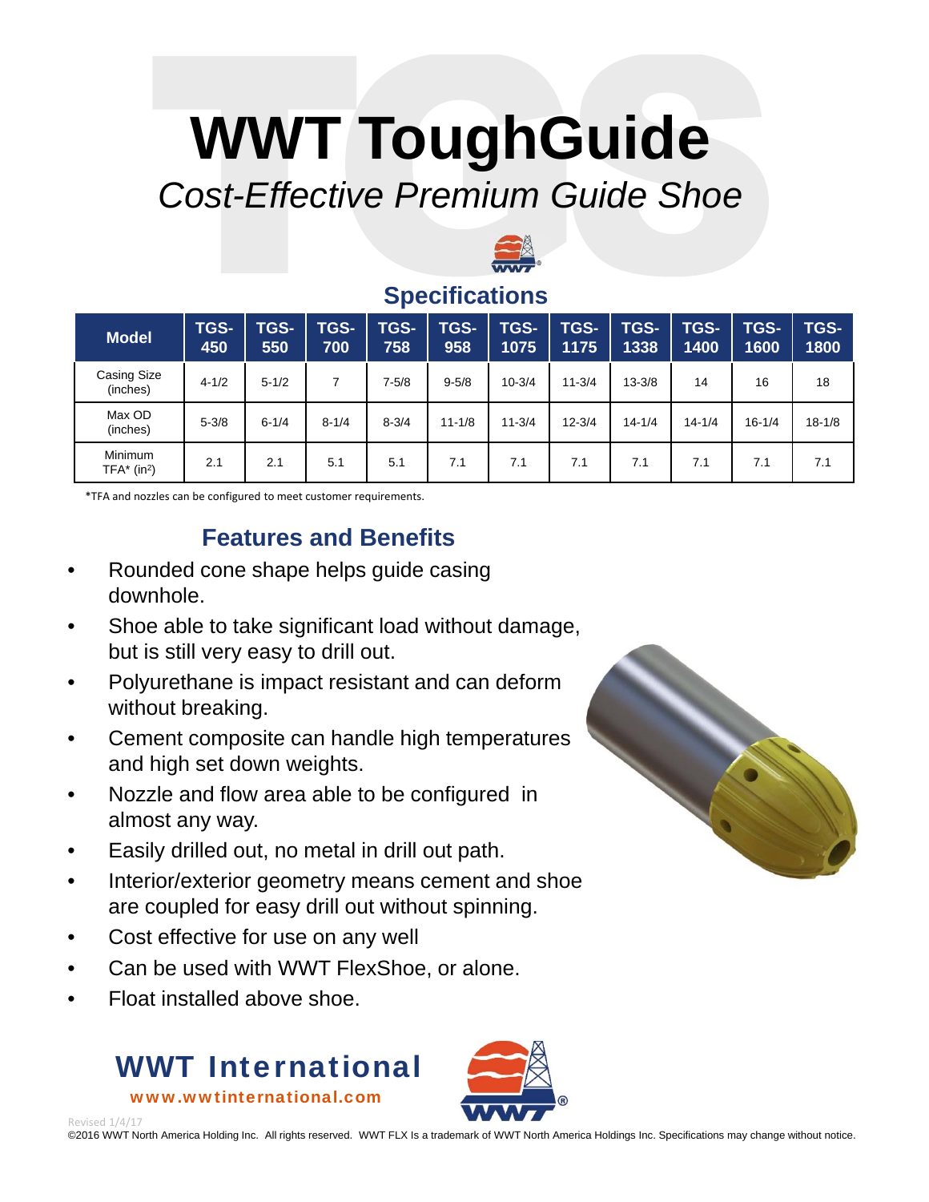# WWT ToughGuide

*Cost-Effective Premium Guide Shoe*

## Specifications

| Model | TGS-450 | TGS-550 | TGS-700 | TGS-758 | TGS-958 | TGS-1075 | TGS-1175 | TGS-1338 | TGS-1400 | TGS-1600 | TGS-1800 |
|---|---|---|---|---|---|---|---|---|---|---|---|
| Casing Size (inches) | 4-1/2 | 5-1/2 | 7 | 7-5/8 | 9-5/8 | 10-3/4 | 11-3/4 | 13-3/8 | 14 | 16 | 18 |
| Max OD (inches) | 5-3/8 | 6-1/4 | 8-1/4 | 8-3/4 | 11-1/8 | 11-3/4 | 12-3/4 | 14-1/4 | 14-1/4 | 16-1/4 | 18-1/8 |
| Minimum TFA* ($in^2$) | 2.1 | 2.1 | 5.1 | 5.1 | 7.1 | 7.1 | 7.1 | 7.1 | 7.1 | 7.1 | 7.1 |

*TFA and nozzles can be configured to meet customer requirements.

## Features and Benefits

- Rounded cone shape helps guide casing downhole.
- Shoe able to take significant load without damage, but is still very easy to drill out.
- Polyurethane is impact resistant and can deform without breaking.
- Cement composite can handle high temperatures and high set down weights.
- Nozzle and flow area able to be configured in almost any way.
- Easily drilled out, no metal in drill out path.
- Interior/exterior geometry means cement and shoe are coupled for easy drill out without spinning.
- Cost effective for use on any well
- Can be used with WWT FlexShoe, or alone.
- Float installed above shoe.

**WWT International**

www.wwtinternational.com

Revised 1/4/17

©2016 WWT North America Holding Inc. All rights reserved. WWT FLX Is a trademark of WWT North America Holdings Inc. Specifications may change without notice.